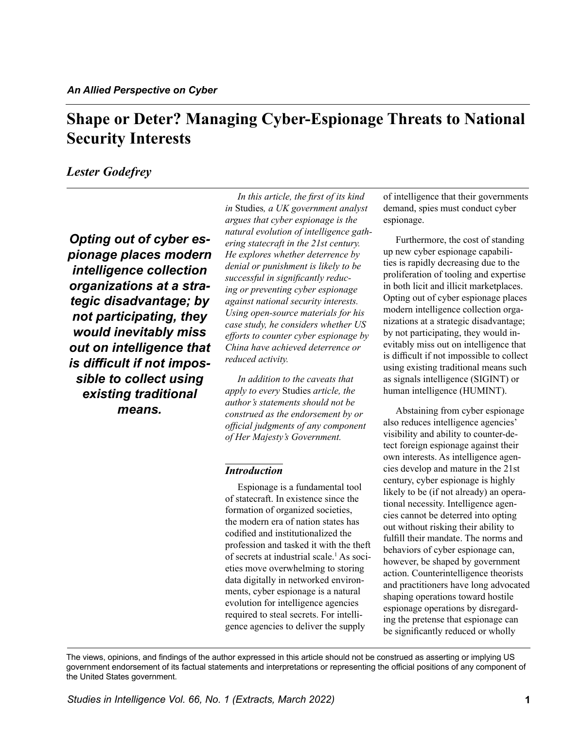*An Allied Perspective on Cyber*

# Shape or Deter? Managing Cyber-Espionage Threats to National Security Interests

*Lester Godefrey*

***Opting out of cyber espionage places modern intelligence collection organizations at a strategic disadvantage; by not participating, they would inevitably miss out on intelligence that is difficult if not impossible to collect using existing traditional means.***

*In this article, the first of its kind in* Studies*, a UK government analyst argues that cyber espionage is the natural evolution of intelligence gathering statecraft in the 21st century. He explores whether deterrence by denial or punishment is likely to be successful in significantly reducing or preventing cyber espionage against national security interests. Using open-source materials for his case study, he considers whether US efforts to counter cyber espionage by China have achieved deterrence or reduced activity.*

*In addition to the caveats that apply to every* Studies *article, the author's statements should not be construed as the endorsement by or official judgments of any component of Her Majesty's Government.*

## *Introduction*

Espionage is a fundamental tool of statecraft. In existence since the formation of organized societies, the modern era of nation states has codified and institutionalized the profession and tasked it with the theft of secrets at industrial scale.[1] As societies move overwhelming to storing data digitally in networked environments, cyber espionage is a natural evolution for intelligence agencies required to steal secrets. For intelligence agencies to deliver the supply of intelligence that their governments demand, spies must conduct cyber espionage.

Furthermore, the cost of standing up new cyber espionage capabilities is rapidly decreasing due to the proliferation of tooling and expertise in both licit and illicit marketplaces. Opting out of cyber espionage places modern intelligence collection organizations at a strategic disadvantage; by not participating, they would inevitably miss out on intelligence that is difficult if not impossible to collect using existing traditional means such as signals intelligence (SIGINT) or human intelligence (HUMINT).

Abstaining from cyber espionage also reduces intelligence agencies' visibility and ability to counter-detect foreign espionage against their own interests. As intelligence agencies develop and mature in the 21st century, cyber espionage is highly likely to be (if not already) an operational necessity. Intelligence agencies cannot be deterred into opting out without risking their ability to fulfill their mandate. The norms and behaviors of cyber espionage can, however, be shaped by government action. Counterintelligence theorists and practitioners have long advocated shaping operations toward hostile espionage operations by disregarding the pretense that espionage can be significantly reduced or wholly

The views, opinions, and findings of the author expressed in this article should not be construed as asserting or implying US government endorsement of its factual statements and interpretations or representing the official positions of any component of the United States government.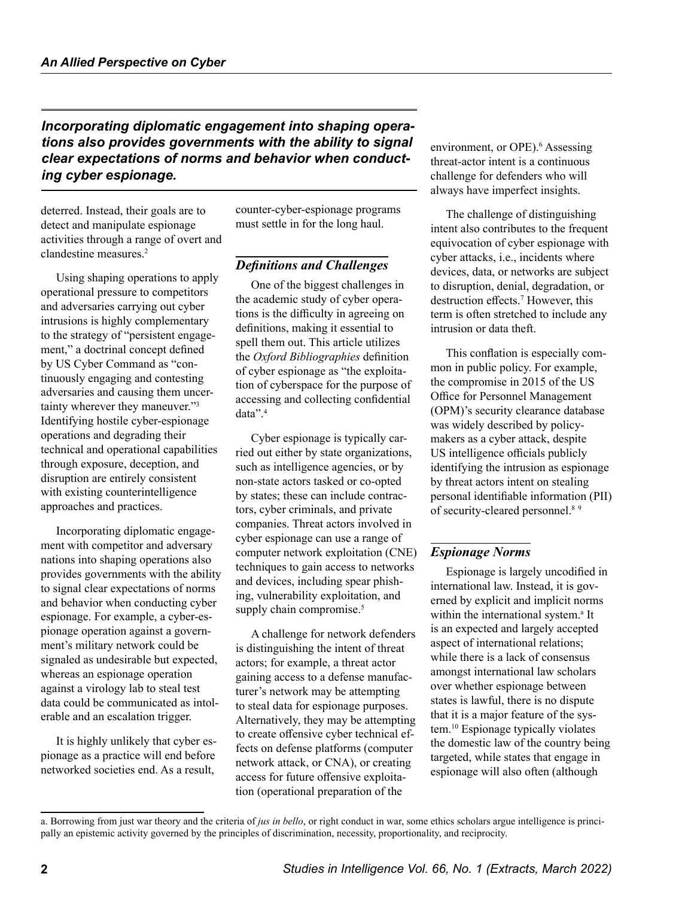*Incorporating diplomatic engagement into shaping operations also provides governments with the ability to signal clear expectations of norms and behavior when conducting cyber espionage.*

deterred. Instead, their goals are to detect and manipulate espionage activities through a range of overt and clandestine measures.[2]

Using shaping operations to apply operational pressure to competitors and adversaries carrying out cyber intrusions is highly complementary to the strategy of "persistent engagement," a doctrinal concept defined by US Cyber Command as "continuously engaging and contesting adversaries and causing them uncertainty wherever they maneuver."[3] Identifying hostile cyber-espionage operations and degrading their technical and operational capabilities through exposure, deception, and disruption are entirely consistent with existing counterintelligence approaches and practices.

Incorporating diplomatic engagement with competitor and adversary nations into shaping operations also provides governments with the ability to signal clear expectations of norms and behavior when conducting cyber espionage. For example, a cyber-espionage operation against a government's military network could be signaled as undesirable but expected, whereas an espionage operation against a virology lab to steal test data could be communicated as intolerable and an escalation trigger.

It is highly unlikely that cyber espionage as a practice will end before networked societies end. As a result, counter-cyber-espionage programs must settle in for the long haul.

## *Definitions and Challenges*

One of the biggest challenges in the academic study of cyber operations is the difficulty in agreeing on definitions, making it essential to spell them out. This article utilizes the *Oxford Bibliographies* definition of cyber espionage as "the exploitation of cyberspace for the purpose of accessing and collecting confidential data".[4]

Cyber espionage is typically carried out either by state organizations, such as intelligence agencies, or by non-state actors tasked or co-opted by states; these can include contractors, cyber criminals, and private companies. Threat actors involved in cyber espionage can use a range of computer network exploitation (CNE) techniques to gain access to networks and devices, including spear phishing, vulnerability exploitation, and supply chain compromise.[5]

A challenge for network defenders is distinguishing the intent of threat actors; for example, a threat actor gaining access to a defense manufacturer's network may be attempting to steal data for espionage purposes. Alternatively, they may be attempting to create offensive cyber technical effects on defense platforms (computer network attack, or CNA), or creating access for future offensive exploitation (operational preparation of the environment, or OPE).[6] Assessing threat-actor intent is a continuous challenge for defenders who will always have imperfect insights.

The challenge of distinguishing intent also contributes to the frequent equivocation of cyber espionage with cyber attacks, i.e., incidents where devices, data, or networks are subject to disruption, denial, degradation, or destruction effects.[7] However, this term is often stretched to include any intrusion or data theft.

This conflation is especially common in public policy. For example, the compromise in 2015 of the US Office for Personnel Management (OPM)'s security clearance database was widely described by policymakers as a cyber attack, despite US intelligence officials publicly identifying the intrusion as espionage by threat actors intent on stealing personal identifiable information (PII) of security-cleared personnel.[8] [9]

## *Espionage Norms*

Espionage is largely uncodified in international law. Instead, it is governed by explicit and implicit norms within the international system.[a] It is an expected and largely accepted aspect of international relations; while there is a lack of consensus amongst international law scholars over whether espionage between states is lawful, there is no dispute that it is a major feature of the system.[10] Espionage typically violates the domestic law of the country being targeted, while states that engage in espionage will also often (although

---

a. Borrowing from just war theory and the criteria of *jus in bello*, or right conduct in war, some ethics scholars argue intelligence is principally an epistemic activity governed by the principles of discrimination, necessity, proportionality, and reciprocity.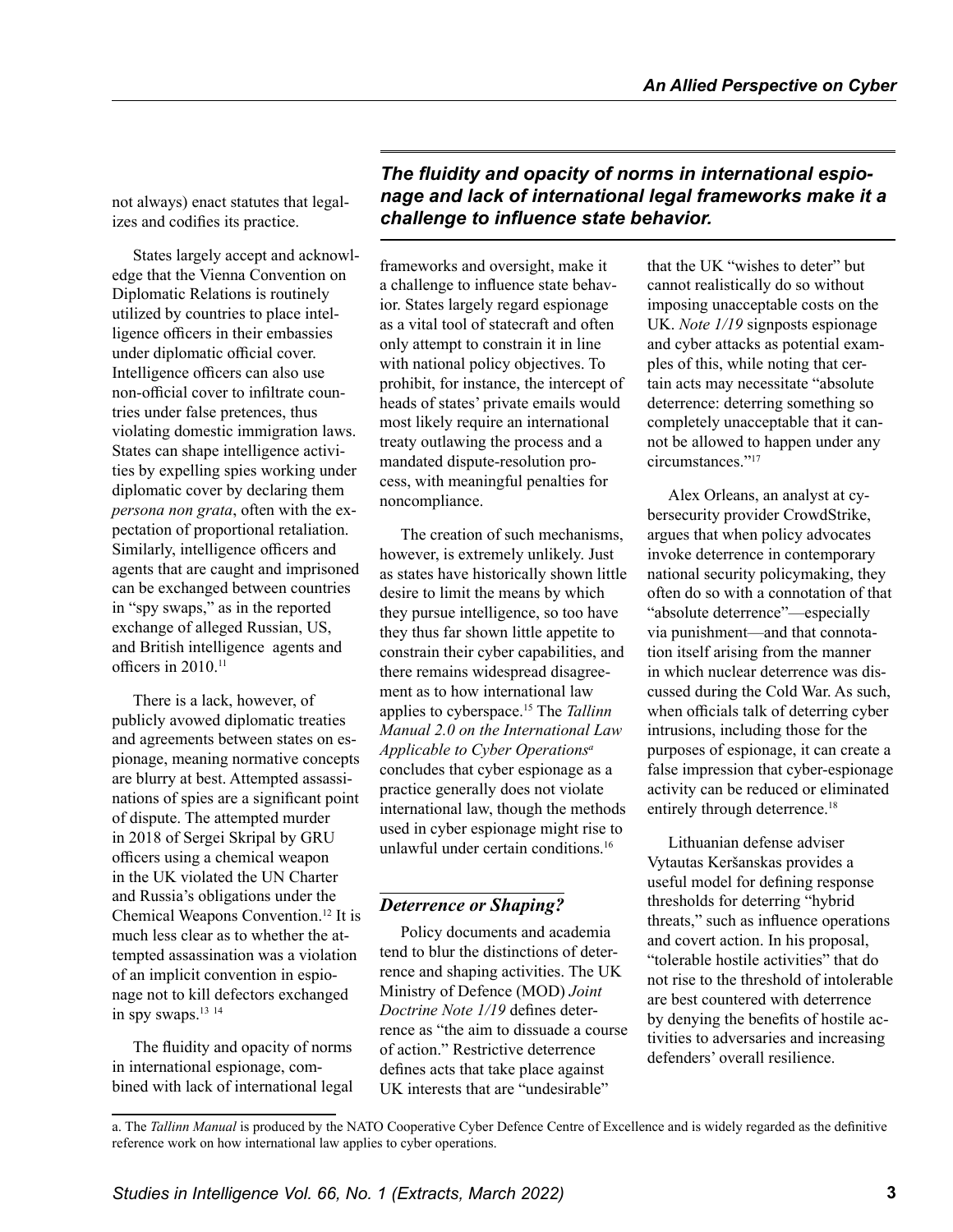not always) enact statutes that legalizes and codifies its practice.

States largely accept and acknowledge that the Vienna Convention on Diplomatic Relations is routinely utilized by countries to place intelligence officers in their embassies under diplomatic official cover. Intelligence officers can also use non-official cover to infiltrate countries under false pretences, thus violating domestic immigration laws. States can shape intelligence activities by expelling spies working under diplomatic cover by declaring them *persona non grata*, often with the expectation of proportional retaliation. Similarly, intelligence officers and agents that are caught and imprisoned can be exchanged between countries in "spy swaps," as in the reported exchange of alleged Russian, US, and British intelligence agents and officers in 2010.[11]

There is a lack, however, of publicly avowed diplomatic treaties and agreements between states on espionage, meaning normative concepts are blurry at best. Attempted assassinations of spies are a significant point of dispute. The attempted murder in 2018 of Sergei Skripal by GRU officers using a chemical weapon in the UK violated the UN Charter and Russia's obligations under the Chemical Weapons Convention.[12] It is much less clear as to whether the attempted assassination was a violation of an implicit convention in espionage not to kill defectors exchanged in spy swaps.[13] [14]

> ***The fluidity and opacity of norms in international espionage and lack of international legal frameworks make it a challenge to influence state behavior.***

The fluidity and opacity of norms in international espionage, combined with lack of international legal frameworks and oversight, make it a challenge to influence state behavior. States largely regard espionage as a vital tool of statecraft and often only attempt to constrain it in line with national policy objectives. To prohibit, for instance, the intercept of heads of states' private emails would most likely require an international treaty outlawing the process and a mandated dispute-resolution process, with meaningful penalties for noncompliance.

The creation of such mechanisms, however, is extremely unlikely. Just as states have historically shown little desire to limit the means by which they pursue intelligence, so too have they thus far shown little appetite to constrain their cyber capabilities, and there remains widespread disagreement as to how international law applies to cyberspace.[15] The *Tallinn Manual 2.0 on the International Law Applicable to Cyber Operations*[a] concludes that cyber espionage as a practice generally does not violate international law, though the methods used in cyber espionage might rise to unlawful under certain conditions.[16]

## *Deterrence or Shaping?*

Policy documents and academia tend to blur the distinctions of deterrence and shaping activities. The UK Ministry of Defence (MOD) *Joint Doctrine Note 1/19* defines deterrence as "the aim to dissuade a course of action." Restrictive deterrence defines acts that take place against UK interests that are "undesirable" that the UK "wishes to deter" but cannot realistically do so without imposing unacceptable costs on the UK. *Note 1/19* signposts espionage and cyber attacks as potential examples of this, while noting that certain acts may necessitate "absolute deterrence: deterring something so completely unacceptable that it cannot be allowed to happen under any circumstances."[17]

Alex Orleans, an analyst at cybersecurity provider CrowdStrike, argues that when policy advocates invoke deterrence in contemporary national security policymaking, they often do so with a connotation of that "absolute deterrence"—especially via punishment—and that connotation itself arising from the manner in which nuclear deterrence was discussed during the Cold War. As such, when officials talk of deterring cyber intrusions, including those for the purposes of espionage, it can create a false impression that cyber-espionage activity can be reduced or eliminated entirely through deterrence.[18]

Lithuanian defense adviser Vytautas Keršanskas provides a useful model for defining response thresholds for deterring "hybrid threats," such as influence operations and covert action. In his proposal, "tolerable hostile activities" that do not rise to the threshold of intolerable are best countered with deterrence by denying the benefits of hostile activities to adversaries and increasing defenders' overall resilience.

---

a. The *Tallinn Manual* is produced by the NATO Cooperative Cyber Defence Centre of Excellence and is widely regarded as the definitive reference work on how international law applies to cyber operations.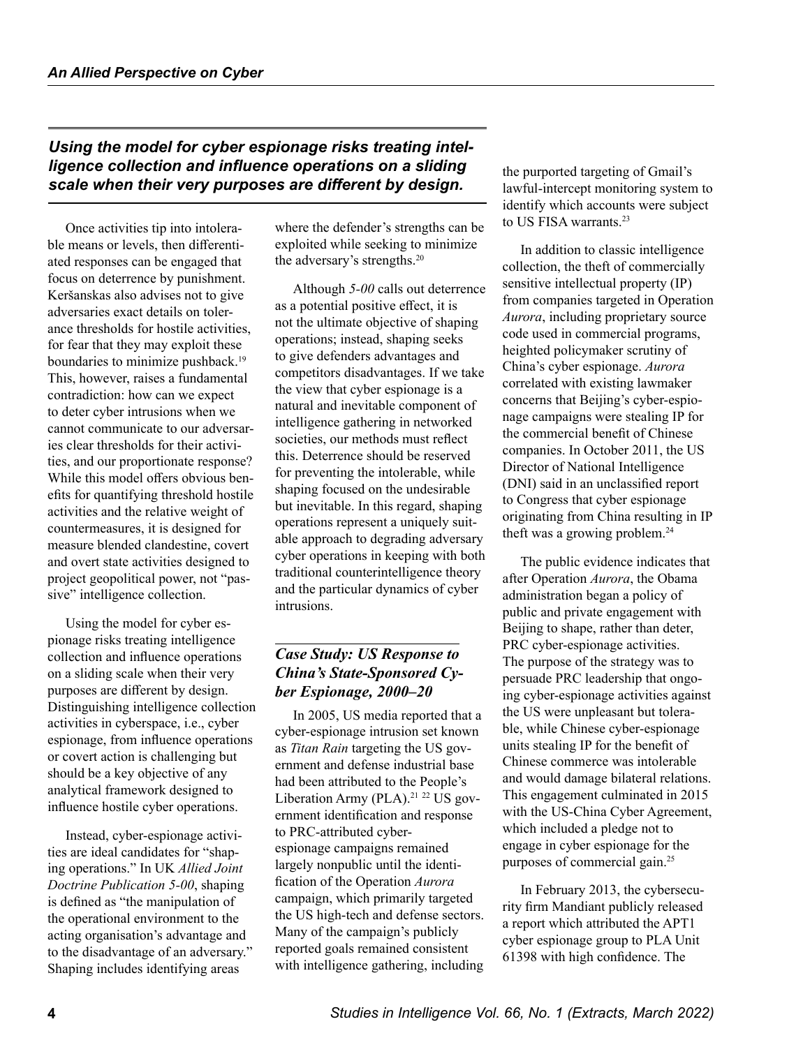*Using the model for cyber espionage risks treating intelligence collection and influence operations on a sliding scale when their very purposes are different by design.*

Once activities tip into intolerable means or levels, then differentiated responses can be engaged that focus on deterrence by punishment. Keršanskas also advises not to give adversaries exact details on tolerance thresholds for hostile activities, for fear that they may exploit these boundaries to minimize pushback.[19] This, however, raises a fundamental contradiction: how can we expect to deter cyber intrusions when we cannot communicate to our adversaries clear thresholds for their activities, and our proportionate response? While this model offers obvious benefits for quantifying threshold hostile activities and the relative weight of countermeasures, it is designed for measure blended clandestine, covert and overt state activities designed to project geopolitical power, not "passive" intelligence collection.

Using the model for cyber espionage risks treating intelligence collection and influence operations on a sliding scale when their very purposes are different by design. Distinguishing intelligence collection activities in cyberspace, i.e., cyber espionage, from influence operations or covert action is challenging but should be a key objective of any analytical framework designed to influence hostile cyber operations.

Instead, cyber-espionage activities are ideal candidates for "shaping operations." In UK *Allied Joint Doctrine Publication 5-00*, shaping is defined as "the manipulation of the operational environment to the acting organisation's advantage and to the disadvantage of an adversary." Shaping includes identifying areas where the defender's strengths can be exploited while seeking to minimize the adversary's strengths.[20]

Although *5-00* calls out deterrence as a potential positive effect, it is not the ultimate objective of shaping operations; instead, shaping seeks to give defenders advantages and competitors disadvantages. If we take the view that cyber espionage is a natural and inevitable component of intelligence gathering in networked societies, our methods must reflect this. Deterrence should be reserved for preventing the intolerable, while shaping focused on the undesirable but inevitable. In this regard, shaping operations represent a uniquely suitable approach to degrading adversary cyber operations in keeping with both traditional counterintelligence theory and the particular dynamics of cyber intrusions.

### *Case Study: US Response to China's State-Sponsored Cyber Espionage, 2000–20*

In 2005, US media reported that a cyber-espionage intrusion set known as *Titan Rain* targeting the US government and defense industrial base had been attributed to the People's Liberation Army (PLA).[21 22] US government identification and response to PRC-attributed cyber-espionage campaigns remained largely nonpublic until the identification of the Operation *Aurora* campaign, which primarily targeted the US high-tech and defense sectors. Many of the campaign's publicly reported goals remained consistent with intelligence gathering, including the purported targeting of Gmail's lawful-intercept monitoring system to identify which accounts were subject to US FISA warrants.[23]

In addition to classic intelligence collection, the theft of commercially sensitive intellectual property (IP) from companies targeted in Operation *Aurora*, including proprietary source code used in commercial programs, heighted policymaker scrutiny of China's cyber espionage. *Aurora* correlated with existing lawmaker concerns that Beijing's cyber-espionage campaigns were stealing IP for the commercial benefit of Chinese companies. In October 2011, the US Director of National Intelligence (DNI) said in an unclassified report to Congress that cyber espionage originating from China resulting in IP theft was a growing problem.[24]

The public evidence indicates that after Operation *Aurora*, the Obama administration began a policy of public and private engagement with Beijing to shape, rather than deter, PRC cyber-espionage activities. The purpose of the strategy was to persuade PRC leadership that ongoing cyber-espionage activities against the US were unpleasant but tolerable, while Chinese cyber-espionage units stealing IP for the benefit of Chinese commerce was intolerable and would damage bilateral relations. This engagement culminated in 2015 with the US-China Cyber Agreement, which included a pledge not to engage in cyber espionage for the purposes of commercial gain.[25]

In February 2013, the cybersecurity firm Mandiant publicly released a report which attributed the APT1 cyber espionage group to PLA Unit 61398 with high confidence. The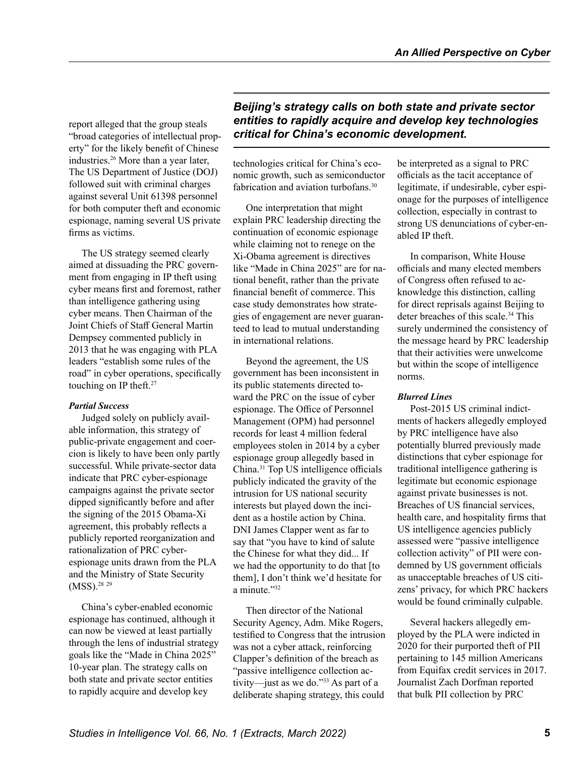report alleged that the group steals "broad categories of intellectual property" for the likely benefit of Chinese industries.[26] More than a year later, The US Department of Justice (DOJ) followed suit with criminal charges against several Unit 61398 personnel for both computer theft and economic espionage, naming several US private firms as victims.

The US strategy seemed clearly aimed at dissuading the PRC government from engaging in IP theft using cyber means first and foremost, rather than intelligence gathering using cyber means. Then Chairman of the Joint Chiefs of Staff General Martin Dempsey commented publicly in 2013 that he was engaging with PLA leaders "establish some rules of the road" in cyber operations, specifically touching on IP theft.[27]

***Partial Success***

Judged solely on publicly available information, this strategy of public-private engagement and coercion is likely to have been only partly successful. While private-sector data indicate that PRC cyber-espionage campaigns against the private sector dipped significantly before and after the signing of the 2015 Obama-Xi agreement, this probably reflects a publicly reported reorganization and rationalization of PRC cyber-espionage units drawn from the PLA and the Ministry of State Security (MSS).[28 29]

China's cyber-enabled economic espionage has continued, although it can now be viewed at least partially through the lens of industrial strategy goals like the "Made in China 2025" 10-year plan. The strategy calls on both state and private sector entities to rapidly acquire and develop key technologies critical for China's economic growth, such as semiconductor fabrication and aviation turbofans.[30]

> ***Beijing's strategy calls on both state and private sector entities to rapidly acquire and develop key technologies critical for China's economic development.***

One interpretation that might explain PRC leadership directing the continuation of economic espionage while claiming not to renege on the Xi-Obama agreement is directives like "Made in China 2025" are for national benefit, rather than the private financial benefit of commerce. This case study demonstrates how strategies of engagement are never guaranteed to lead to mutual understanding in international relations.

Beyond the agreement, the US government has been inconsistent in its public statements directed toward the PRC on the issue of cyber espionage. The Office of Personnel Management (OPM) had personnel records for least 4 million federal employees stolen in 2014 by a cyber espionage group allegedly based in China.[31] Top US intelligence officials publicly indicated the gravity of the intrusion for US national security interests but played down the incident as a hostile action by China. DNI James Clapper went as far to say that "you have to kind of salute the Chinese for what they did... If we had the opportunity to do that [to them], I don't think we'd hesitate for a minute."[32]

Then director of the National Security Agency, Adm. Mike Rogers, testified to Congress that the intrusion was not a cyber attack, reinforcing Clapper's definition of the breach as "passive intelligence collection activity—just as we do."[33] As part of a deliberate shaping strategy, this could be interpreted as a signal to PRC officials as the tacit acceptance of legitimate, if undesirable, cyber espionage for the purposes of intelligence collection, especially in contrast to strong US denunciations of cyber-enabled IP theft.

In comparison, White House officials and many elected members of Congress often refused to acknowledge this distinction, calling for direct reprisals against Beijing to deter breaches of this scale.[34] This surely undermined the consistency of the message heard by PRC leadership that their activities were unwelcome but within the scope of intelligence norms.

***Blurred Lines***

Post-2015 US criminal indictments of hackers allegedly employed by PRC intelligence have also potentially blurred previously made distinctions that cyber espionage for traditional intelligence gathering is legitimate but economic espionage against private businesses is not. Breaches of US financial services, health care, and hospitality firms that US intelligence agencies publicly assessed were "passive intelligence collection activity" of PII were condemned by US government officials as unacceptable breaches of US citizens' privacy, for which PRC hackers would be found criminally culpable.

Several hackers allegedly employed by the PLA were indicted in 2020 for their purported theft of PII pertaining to 145 million Americans from Equifax credit services in 2017. Journalist Zach Dorfman reported that bulk PII collection by PRC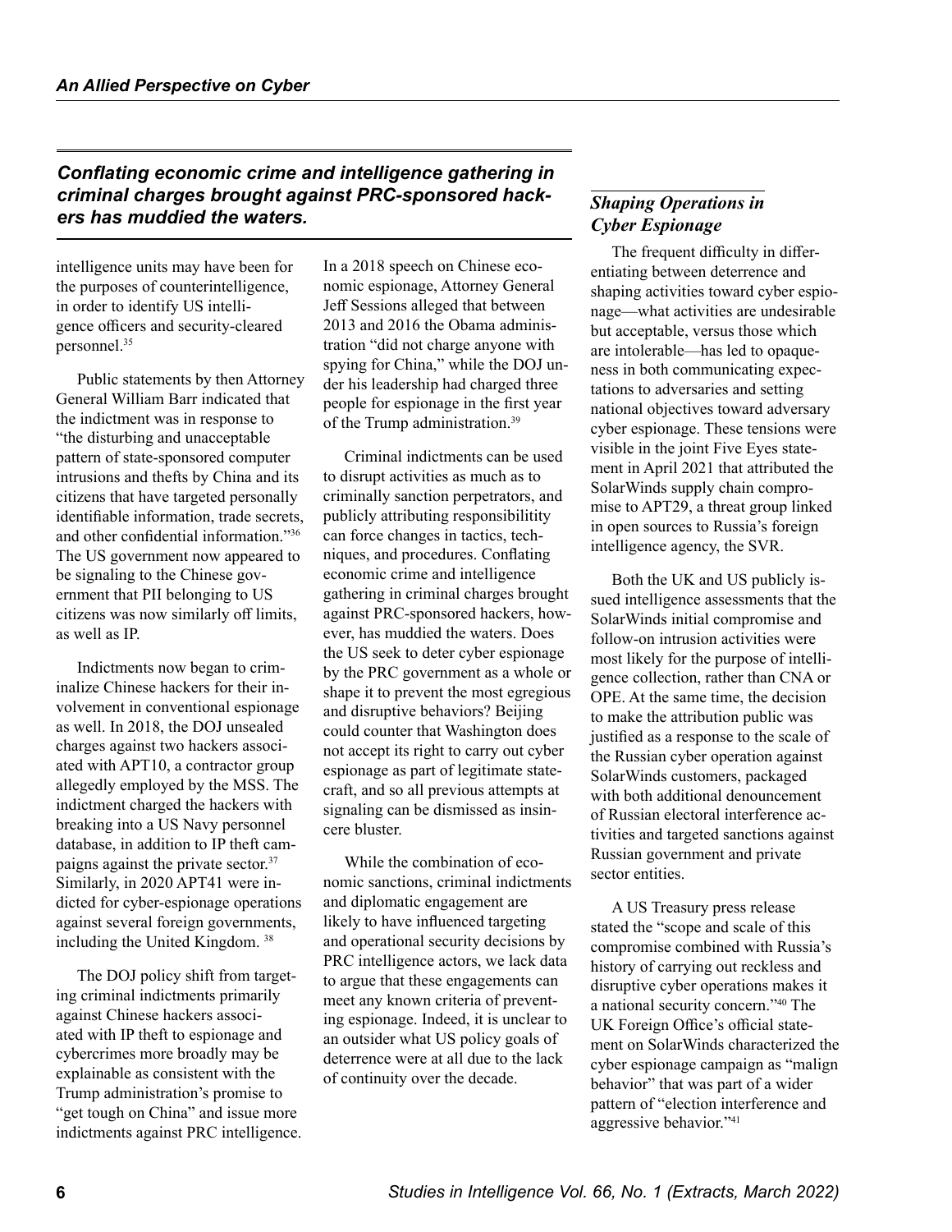*Conflating economic crime and intelligence gathering in criminal charges brought against PRC-sponsored hackers has muddied the waters.*

intelligence units may have been for the purposes of counterintelligence, in order to identify US intelligence officers and security-cleared personnel.[35]

Public statements by then Attorney General William Barr indicated that the indictment was in response to "the disturbing and unacceptable pattern of state-sponsored computer intrusions and thefts by China and its citizens that have targeted personally identifiable information, trade secrets, and other confidential information."[36] The US government now appeared to be signaling to the Chinese government that PII belonging to US citizens was now similarly off limits, as well as IP.

Indictments now began to criminalize Chinese hackers for their involvement in conventional espionage as well. In 2018, the DOJ unsealed charges against two hackers associated with APT10, a contractor group allegedly employed by the MSS. The indictment charged the hackers with breaking into a US Navy personnel database, in addition to IP theft campaigns against the private sector.[37] Similarly, in 2020 APT41 were indicted for cyber-espionage operations against several foreign governments, including the United Kingdom.[38]

The DOJ policy shift from targeting criminal indictments primarily against Chinese hackers associated with IP theft to espionage and cybercrimes more broadly may be explainable as consistent with the Trump administration's promise to "get tough on China" and issue more indictments against PRC intelligence. In a 2018 speech on Chinese economic espionage, Attorney General Jeff Sessions alleged that between 2013 and 2016 the Obama administration "did not charge anyone with spying for China," while the DOJ under his leadership had charged three people for espionage in the first year of the Trump administration.[39]

Criminal indictments can be used to disrupt activities as much as to criminally sanction perpetrators, and publicly attributing responsibilitity can force changes in tactics, techniques, and procedures. Conflating economic crime and intelligence gathering in criminal charges brought against PRC-sponsored hackers, however, has muddied the waters. Does the US seek to deter cyber espionage by the PRC government as a whole or shape it to prevent the most egregious and disruptive behaviors? Beijing could counter that Washington does not accept its right to carry out cyber espionage as part of legitimate statecraft, and so all previous attempts at signaling can be dismissed as insincere bluster.

While the combination of economic sanctions, criminal indictments and diplomatic engagement are likely to have influenced targeting and operational security decisions by PRC intelligence actors, we lack data to argue that these engagements can meet any known criteria of preventing espionage. Indeed, it is unclear to an outsider what US policy goals of deterrence were at all due to the lack of continuity over the decade.

## Shaping Operations in Cyber Espionage

The frequent difficulty in differentiating between deterrence and shaping activities toward cyber espionage—what activities are undesirable but acceptable, versus those which are intolerable—has led to opaqueness in both communicating expectations to adversaries and setting national objectives toward adversary cyber espionage. These tensions were visible in the joint Five Eyes statement in April 2021 that attributed the SolarWinds supply chain compromise to APT29, a threat group linked in open sources to Russia's foreign intelligence agency, the SVR.

Both the UK and US publicly issued intelligence assessments that the SolarWinds initial compromise and follow-on intrusion activities were most likely for the purpose of intelligence collection, rather than CNA or OPE. At the same time, the decision to make the attribution public was justified as a response to the scale of the Russian cyber operation against SolarWinds customers, packaged with both additional denouncement of Russian electoral interference activities and targeted sanctions against Russian government and private sector entities.

A US Treasury press release stated the "scope and scale of this compromise combined with Russia's history of carrying out reckless and disruptive cyber operations makes it a national security concern."[40] The UK Foreign Office's official statement on SolarWinds characterized the cyber espionage campaign as "malign behavior" that was part of a wider pattern of "election interference and aggressive behavior."[41]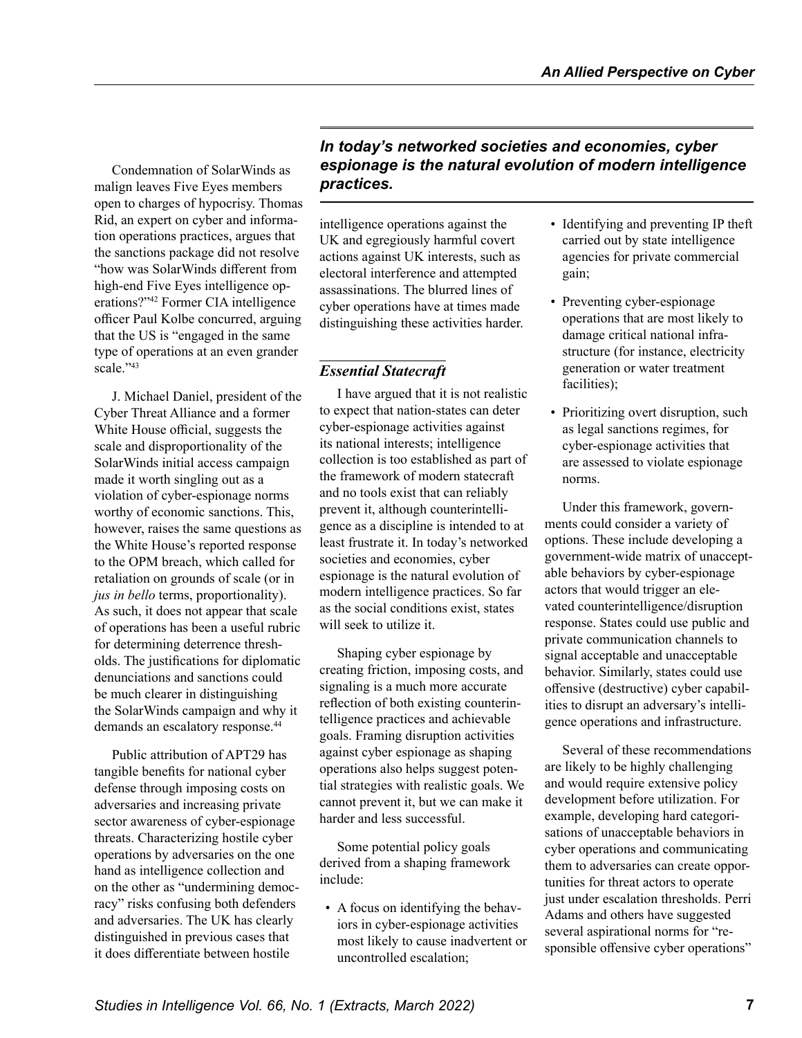Condemnation of SolarWinds as malign leaves Five Eyes members open to charges of hypocrisy. Thomas Rid, an expert on cyber and information operations practices, argues that the sanctions package did not resolve "how was SolarWinds different from high-end Five Eyes intelligence operations?"[42] Former CIA intelligence officer Paul Kolbe concurred, arguing that the US is "engaged in the same type of operations at an even grander scale."[43]

J. Michael Daniel, president of the Cyber Threat Alliance and a former White House official, suggests the scale and disproportionality of the SolarWinds initial access campaign made it worth singling out as a violation of cyber-espionage norms worthy of economic sanctions. This, however, raises the same questions as the White House's reported response to the OPM breach, which called for retaliation on grounds of scale (or in *jus in bello* terms, proportionality). As such, it does not appear that scale of operations has been a useful rubric for determining deterrence thresholds. The justifications for diplomatic denunciations and sanctions could be much clearer in distinguishing the SolarWinds campaign and why it demands an escalatory response.[44]

Public attribution of APT29 has tangible benefits for national cyber defense through imposing costs on adversaries and increasing private sector awareness of cyber-espionage threats. Characterizing hostile cyber operations by adversaries on the one hand as intelligence collection and on the other as "undermining democracy" risks confusing both defenders and adversaries. The UK has clearly distinguished in previous cases that it does differentiate between hostile intelligence operations against the UK and egregiously harmful covert actions against UK interests, such as electoral interference and attempted assassinations. The blurred lines of cyber operations have at times made distinguishing these activities harder.

***In today's networked societies and economies, cyber espionage is the natural evolution of modern intelligence practices.***

### *Essential Statecraft*

I have argued that it is not realistic to expect that nation-states can deter cyber-espionage activities against its national interests; intelligence collection is too established as part of the framework of modern statecraft and no tools exist that can reliably prevent it, although counterintelligence as a discipline is intended to at least frustrate it. In today's networked societies and economies, cyber espionage is the natural evolution of modern intelligence practices. So far as the social conditions exist, states will seek to utilize it.

Shaping cyber espionage by creating friction, imposing costs, and signaling is a much more accurate reflection of both existing counterintelligence practices and achievable goals. Framing disruption activities against cyber espionage as shaping operations also helps suggest potential strategies with realistic goals. We cannot prevent it, but we can make it harder and less successful.

Some potential policy goals derived from a shaping framework include:

- A focus on identifying the behaviors in cyber-espionage activities most likely to cause inadvertent or uncontrolled escalation;
- Identifying and preventing IP theft carried out by state intelligence agencies for private commercial gain;
- Preventing cyber-espionage operations that are most likely to damage critical national infrastructure (for instance, electricity generation or water treatment facilities);
- Prioritizing overt disruption, such as legal sanctions regimes, for cyber-espionage activities that are assessed to violate espionage norms.

Under this framework, governments could consider a variety of options. These include developing a government-wide matrix of unacceptable behaviors by cyber-espionage actors that would trigger an elevated counterintelligence/disruption response. States could use public and private communication channels to signal acceptable and unacceptable behavior. Similarly, states could use offensive (destructive) cyber capabilities to disrupt an adversary's intelligence operations and infrastructure.

Several of these recommendations are likely to be highly challenging and would require extensive policy development before utilization. For example, developing hard categorisations of unacceptable behaviors in cyber operations and communicating them to adversaries can create opportunities for threat actors to operate just under escalation thresholds. Perri Adams and others have suggested several aspirational norms for "responsible offensive cyber operations"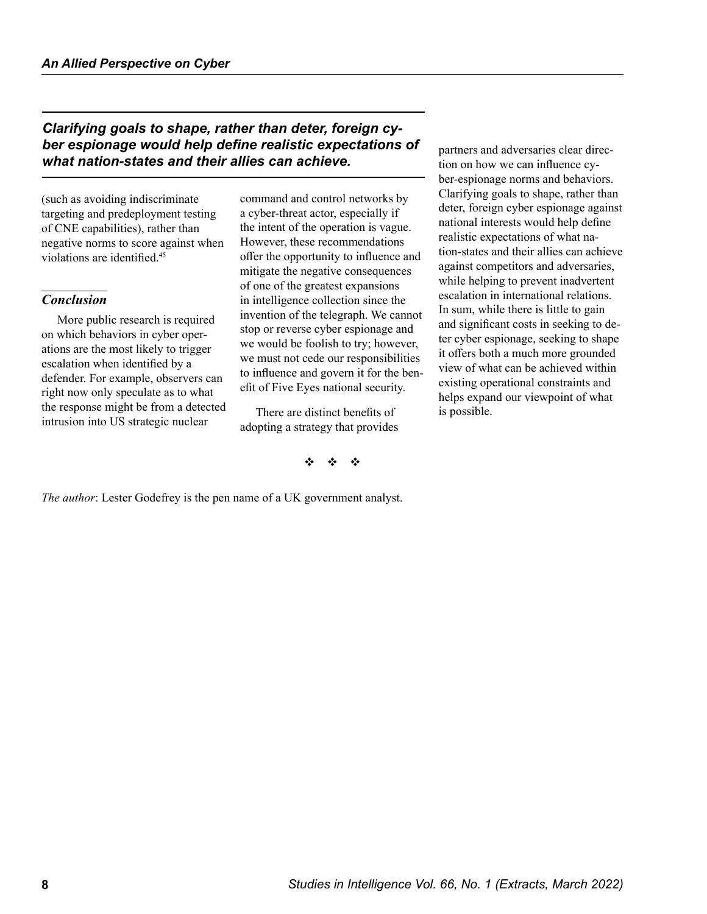*Clarifying goals to shape, rather than deter, foreign cyber espionage would help define realistic expectations of what nation-states and their allies can achieve.*

(such as avoiding indiscriminate targeting and predeployment testing of CNE capabilities), rather than negative norms to score against when violations are identified.[45]

## *Conclusion*

More public research is required on which behaviors in cyber operations are the most likely to trigger escalation when identified by a defender. For example, observers can right now only speculate as to what the response might be from a detected intrusion into US strategic nuclear command and control networks by a cyber-threat actor, especially if the intent of the operation is vague. However, these recommendations offer the opportunity to influence and mitigate the negative consequences of one of the greatest expansions in intelligence collection since the invention of the telegraph. We cannot stop or reverse cyber espionage and we would be foolish to try; however, we must not cede our responsibilities to influence and govern it for the benefit of Five Eyes national security.

There are distinct benefits of adopting a strategy that provides partners and adversaries clear direction on how we can influence cyber-espionage norms and behaviors. Clarifying goals to shape, rather than deter, foreign cyber espionage against national interests would help define realistic expectations of what nation-states and their allies can achieve against competitors and adversaries, while helping to prevent inadvertent escalation in international relations. In sum, while there is little to gain and significant costs in seeking to deter cyber espionage, seeking to shape it offers both a much more grounded view of what can be achieved within existing operational constraints and helps expand our viewpoint of what is possible.

❖ ❖ ❖

*The author*: Lester Godefrey is the pen name of a UK government analyst.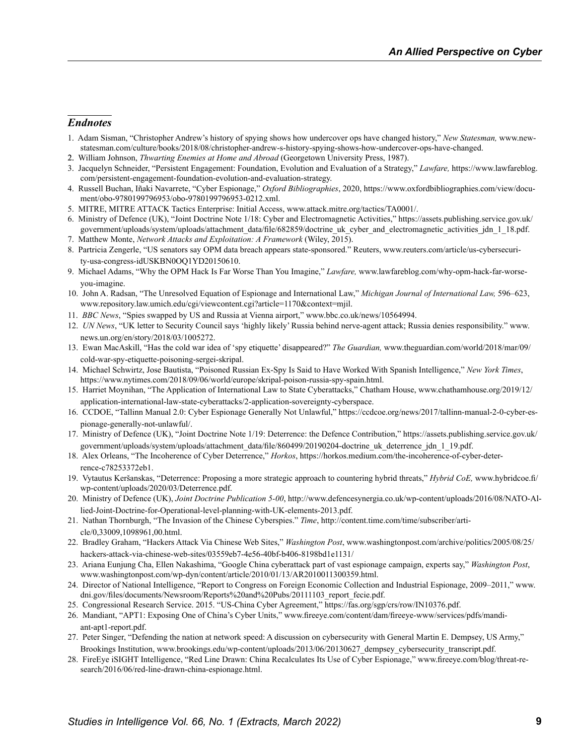## *Endnotes*

1. Adam Sisman, "Christopher Andrew's history of spying shows how undercover ops have changed history," *New Statesman,* www.newstatesman.com/culture/books/2018/08/christopher-andrew-s-history-spying-shows-how-undercover-ops-have-changed.
2. William Johnson, *Thwarting Enemies at Home and Abroad* (Georgetown University Press, 1987).
3. Jacquelyn Schneider, "Persistent Engagement: Foundation, Evolution and Evaluation of a Strategy," *Lawfare,* https://www.lawfareblog.com/persistent-engagement-foundation-evolution-and-evaluation-strategy.
4. Russell Buchan, Iñaki Navarrete, "Cyber Espionage," *Oxford Bibliographies*, 2020, https://www.oxfordbibliographies.com/view/document/obo-9780199796953/obo-9780199796953-0212.xml.
5. MITRE, MITRE ATTACK Tactics Enterprise: Initial Access, www.attack.mitre.org/tactics/TA0001/.
6. Ministry of Defence (UK), "Joint Doctrine Note 1/18: Cyber and Electromagnetic Activities," https://assets.publishing.service.gov.uk/government/uploads/system/uploads/attachment_data/file/682859/doctrine_uk_cyber_and_electromagnetic_activities_jdn_1_18.pdf.
7. Matthew Monte, *Network Attacks and Exploitation: A Framework* (Wiley, 2015).
8. Partricia Zengerle, "US senators say OPM data breach appears state-sponsored." Reuters, www.reuters.com/article/us-cybersecurity-usa-congress-idUSKBN0OQ1YD20150610.
9. Michael Adams, "Why the OPM Hack Is Far Worse Than You Imagine," *Lawfare,* www.lawfareblog.com/why-opm-hack-far-worse-you-imagine.
10. John A. Radsan, "The Unresolved Equation of Espionage and International Law," *Michigan Journal of International Law,* 596–623, www.repository.law.umich.edu/cgi/viewcontent.cgi?article=1170&context=mjil.
11. *BBC News*, "Spies swapped by US and Russia at Vienna airport," www.bbc.co.uk/news/10564994.
12. *UN News*, "UK letter to Security Council says 'highly likely' Russia behind nerve-agent attack; Russia denies responsibility." www.news.un.org/en/story/2018/03/1005272.
13. Ewan MacAskill, "Has the cold war idea of 'spy etiquette' disappeared?" *The Guardian,* www.theguardian.com/world/2018/mar/09/cold-war-spy-etiquette-poisoning-sergei-skripal.
14. Michael Schwirtz, Jose Bautista, "Poisoned Russian Ex-Spy Is Said to Have Worked With Spanish Intelligence," *New York Times*, https://www.nytimes.com/2018/09/06/world/europe/skripal-poison-russia-spy-spain.html.
15. Harriet Moynihan, "The Application of International Law to State Cyberattacks," Chatham House, www.chathamhouse.org/2019/12/application-international-law-state-cyberattacks/2-application-sovereignty-cyberspace.
16. CCDOE, "Tallinn Manual 2.0: Cyber Espionage Generally Not Unlawful," https://ccdcoe.org/news/2017/tallinn-manual-2-0-cyber-espionage-generally-not-unlawful/.
17. Ministry of Defence (UK), "Joint Doctrine Note 1/19: Deterrence: the Defence Contribution," https://assets.publishing.service.gov.uk/government/uploads/system/uploads/attachment_data/file/860499/20190204-doctrine_uk_deterrence_jdn_1_19.pdf.
18. Alex Orleans, "The Incoherence of Cyber Deterrence," *Horkos*, https://horkos.medium.com/the-incoherence-of-cyber-deterrence-c78253372eb1.
19. Vytautus Keršanskas, "Deterrence: Proposing a more strategic approach to countering hybrid threats," *Hybrid CoE,* www.hybridcoe.fi/wp-content/uploads/2020/03/Deterrence.pdf.
20. Ministry of Defence (UK), *Joint Doctrine Publication 5-00*, http://www.defencesynergia.co.uk/wp-content/uploads/2016/08/NATO-Allied-Joint-Doctrine-for-Operational-level-planning-with-UK-elements-2013.pdf.
21. Nathan Thornburgh, "The Invasion of the Chinese Cyberspies." *Time*, http://content.time.com/time/subscriber/article/0,33009,1098961,00.html.
22. Bradley Graham, "Hackers Attack Via Chinese Web Sites," *Washington Post*, www.washingtonpost.com/archive/politics/2005/08/25/hackers-attack-via-chinese-web-sites/03559eb7-4e56-40bf-b406-8198bd1e1131/
23. Ariana Eunjung Cha, Ellen Nakashima, "Google China cyberattack part of vast espionage campaign, experts say," *Washington Post*, www.washingtonpost.com/wp-dyn/content/article/2010/01/13/AR2010011300359.html.
24. Director of National Intelligence, "Report to Congress on Foreign Economic Collection and Industrial Espionage, 2009–2011," www.dni.gov/files/documents/Newsroom/Reports%20and%20Pubs/20111103_report_fecie.pdf.
25. Congressional Research Service. 2015. "US-China Cyber Agreement," https://fas.org/sgp/crs/row/IN10376.pdf.
26. Mandiant, "APT1: Exposing One of China's Cyber Units," www.fireeye.com/content/dam/fireeye-www/services/pdfs/mandiant-apt1-report.pdf.
27. Peter Singer, "Defending the nation at network speed: A discussion on cybersecurity with General Martin E. Dempsey, US Army," Brookings Institution, www.brookings.edu/wp-content/uploads/2013/06/20130627_dempsey_cybersecurity_transcript.pdf.
28. FireEye iSIGHT Intelligence, "Red Line Drawn: China Recalculates Its Use of Cyber Espionage," www.fireeye.com/blog/threat-research/2016/06/red-line-drawn-china-espionage.html.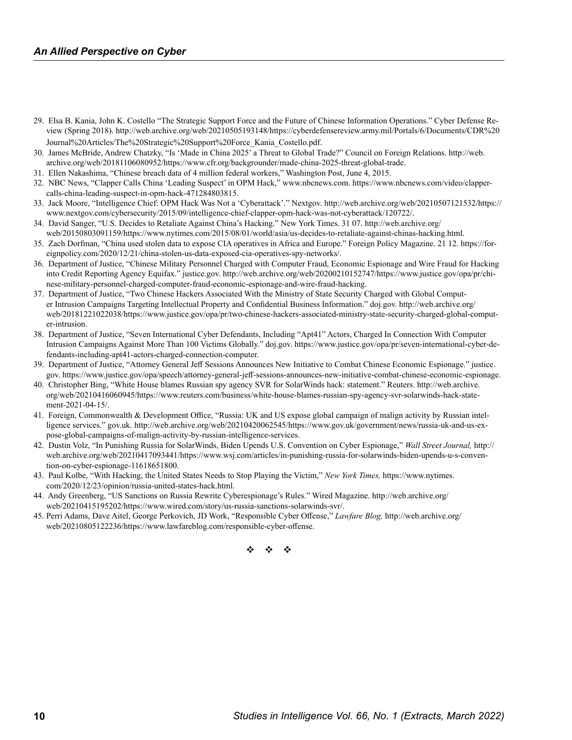29. Elsa B. Kania, John K. Costello "The Strategic Support Force and the Future of Chinese Information Operations." Cyber Defense Review (Spring 2018). http://web.archive.org/web/20210505193148/https://cyberdefensereview.army.mil/Portals/6/Documents/CDR%20Journal%20Articles/The%20Strategic%20Support%20Force_Kania_Costello.pdf.
30. James McBride, Andrew Chatzky, "Is 'Made in China 2025' a Threat to Global Trade?" Council on Foreign Relations. http://web.archive.org/web/20181106080952/https://www.cfr.org/backgrounder/made-china-2025-threat-global-trade.
31. Ellen Nakashima, "Chinese breach data of 4 million federal workers," Washington Post, June 4, 2015.
32. NBC News, "Clapper Calls China 'Leading Suspect' in OPM Hack," www.nbcnews.com. https://www.nbcnews.com/video/clapper-calls-china-leading-suspect-in-opm-hack-471284803815.
33. Jack Moore, "Intelligence Chief: OPM Hack Was Not a 'Cyberattack'." Nextgov. http://web.archive.org/web/20210507121532/https://www.nextgov.com/cybersecurity/2015/09/intelligence-chief-clapper-opm-hack-was-not-cyberattack/120722/.
34. David Sanger, "U.S. Decides to Retaliate Against China's Hacking." New York Times. 31 07. http://web.archive.org/web/20150803091159/https://www.nytimes.com/2015/08/01/world/asia/us-decides-to-retaliate-against-chinas-hacking.html.
35. Zach Dorfman, "China used stolen data to expose CIA operatives in Africa and Europe." Foreign Policy Magazine. 21 12. https://foreignpolicy.com/2020/12/21/china-stolen-us-data-exposed-cia-operatives-spy-networks/.
36. Department of Justice, "Chinese Military Personnel Charged with Computer Fraud, Economic Espionage and Wire Fraud for Hacking into Credit Reporting Agency Equifax." justice.gov. http://web.archive.org/web/20200210152747/https://www.justice.gov/opa/pr/chinese-military-personnel-charged-computer-fraud-economic-espionage-and-wire-fraud-hacking.
37. Department of Justice, "Two Chinese Hackers Associated With the Ministry of State Security Charged with Global Computer Intrusion Campaigns Targeting Intellectual Property and Confidential Business Information." doj.gov. http://web.archive.org/web/20181221022038/https://www.justice.gov/opa/pr/two-chinese-hackers-associated-ministry-state-security-charged-global-computer-intrusion.
38. Department of Justice, "Seven International Cyber Defendants, Including "Apt41" Actors, Charged In Connection With Computer Intrusion Campaigns Against More Than 100 Victims Globally." doj.gov. https://www.justice.gov/opa/pr/seven-international-cyber-defendants-including-apt41-actors-charged-connection-computer.
39. Department of Justice, "Attorney General Jeff Sessions Announces New Initiative to Combat Chinese Economic Espionage." justice.gov. https://www.justice.gov/opa/speech/attorney-general-jeff-sessions-announces-new-initiative-combat-chinese-economic-espionage.
40. Christopher Bing, "White House blames Russian spy agency SVR for SolarWinds hack: statement." Reuters. http://web.archive.org/web/20210416060945/https://www.reuters.com/business/white-house-blames-russian-spy-agency-svr-solarwinds-hack-statement-2021-04-15/.
41. Foreign, Commonwealth & Development Office, "Russia: UK and US expose global campaign of malign activity by Russian intelligence services." gov.uk. http://web.archive.org/web/20210420062545/https://www.gov.uk/government/news/russia-uk-and-us-expose-global-campaigns-of-malign-activity-by-russian-intelligence-services.
42. Dustin Volz, "In Punishing Russia for SolarWinds, Biden Upends U.S. Convention on Cyber Espionage," *Wall Street Journal,* http://web.archive.org/web/20210417093441/https://www.wsj.com/articles/in-punishing-russia-for-solarwinds-biden-upends-u-s-convention-on-cyber-espionage-11618651800.
43. Paul Kolbe, "With Hacking, the United States Needs to Stop Playing the Victim," *New York Times,* https://www.nytimes.com/2020/12/23/opinion/russia-united-states-hack.html.
44. Andy Greenberg, "US Sanctions on Russia Rewrite Cyberespionage's Rules." Wired Magazine. http://web.archive.org/web/20210415195202/https://www.wired.com/story/us-russia-sanctions-solarwinds-svr/.
45. Perri Adams, Dave Aitel, George Perkovich, JD Work, "Responsible Cyber Offense," *Lawfare Blog,* http://web.archive.org/web/20210805122236/https://www.lawfareblog.com/responsible-cyber-offense.

❖ ❖ ❖